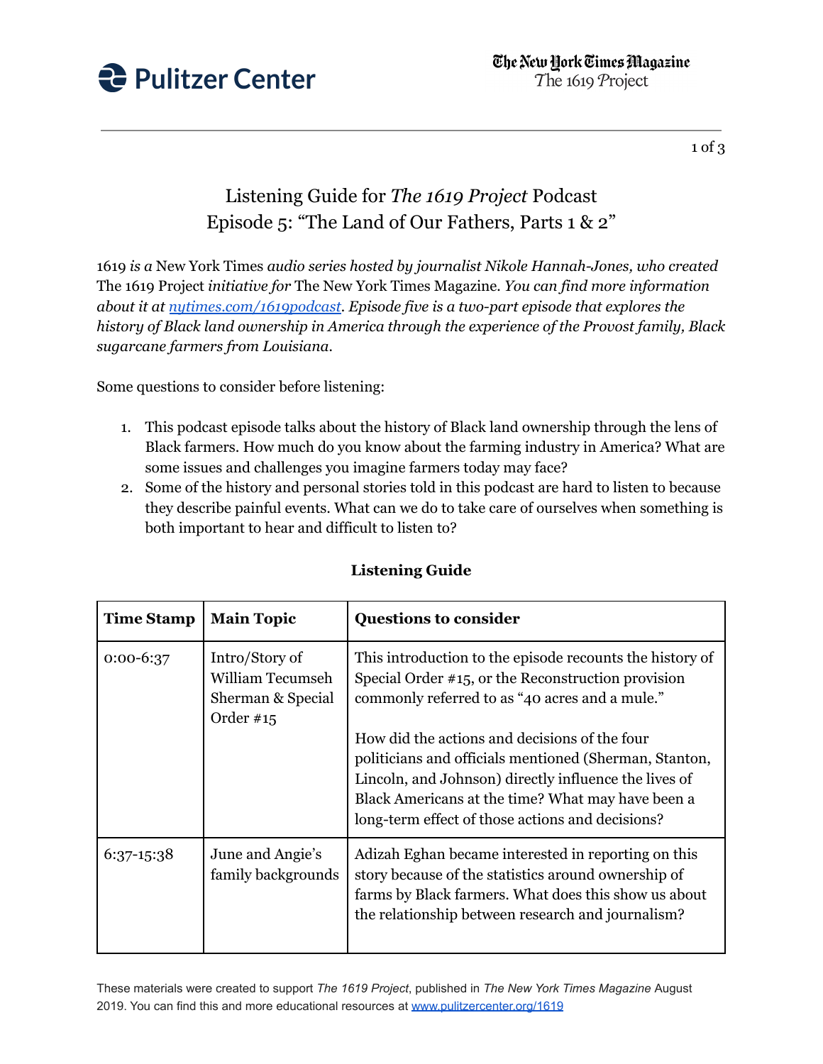# Listening Guide for *The 1619 Project* Podcast
# Episode 5: "The Land of Our Fathers, Parts 1 & 2"

*1619 is a* New York Times *audio series hosted by journalist Nikole Hannah-Jones, who created* The 1619 Project *initiative for* The New York Times Magazine. *You can find more information about it at [nytimes.com/1619podcast](https://nytimes.com/1619podcast). Episode five is a two-part episode that explores the history of Black land ownership in America through the experience of the Provost family, Black sugarcane farmers from Louisiana.*

Some questions to consider before listening:

1. This podcast episode talks about the history of Black land ownership through the lens of Black farmers. How much do you know about the farming industry in America? What are some issues and challenges you imagine farmers today may face?
2. Some of the history and personal stories told in this podcast are hard to listen to because they describe painful events. What can we do to take care of ourselves when something is both important to hear and difficult to listen to?

**Listening Guide**

| Time Stamp | Main Topic | Questions to consider |
|---|---|---|
| 0:00-6:37 | Intro/Story of William Tecumseh Sherman & Special Order #15 | This introduction to the episode recounts the history of Special Order #15, or the Reconstruction provision commonly referred to as "40 acres and a mule."<br><br>How did the actions and decisions of the four politicians and officials mentioned (Sherman, Stanton, Lincoln, and Johnson) directly influence the lives of Black Americans at the time? What may have been a long-term effect of those actions and decisions? |
| 6:37-15:38 | June and Angie's family backgrounds | Adizah Eghan became interested in reporting on this story because of the statistics around ownership of farms by Black farmers. What does this show us about the relationship between research and journalism? |

These materials were created to support *The 1619 Project*, published in *The New York Times Magazine* August 2019. You can find this and more educational resources at [www.pulitzercenter.org/1619](http://www.pulitzercenter.org/1619)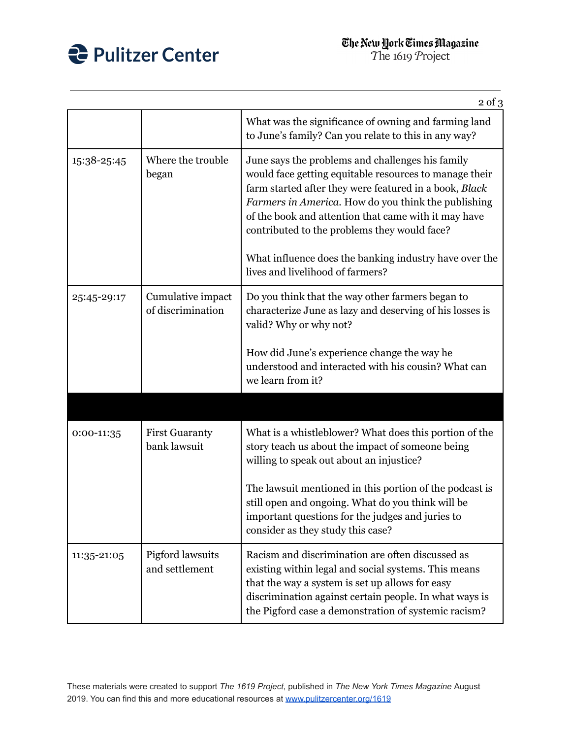|  |  |  |
|---|---|---|
|  |  | What was the significance of owning and farming land to June's family? Can you relate to this in any way? |
| 15:38-25:45 | Where the trouble began | June says the problems and challenges his family would face getting equitable resources to manage their farm started after they were featured in a book, *Black Farmers in America.* How do you think the publishing of the book and attention that came with it may have contributed to the problems they would face?<br><br>What influence does the banking industry have over the lives and livelihood of farmers? |
| 25:45-29:17 | Cumulative impact of discrimination | Do you think that the way other farmers began to characterize June as lazy and deserving of his losses is valid? Why or why not?<br><br>How did June's experience change the way he understood and interacted with his cousin? What can we learn from it? |
|  |  |  |
| 0:00-11:35 | First Guaranty bank lawsuit | What is a whistleblower? What does this portion of the story teach us about the impact of someone being willing to speak out about an injustice?<br><br>The lawsuit mentioned in this portion of the podcast is still open and ongoing. What do you think will be important questions for the judges and juries to consider as they study this case? |
| 11:35-21:05 | Pigford lawsuits and settlement | Racism and discrimination are often discussed as existing within legal and social systems. This means that the way a system is set up allows for easy discrimination against certain people. In what ways is the Pigford case a demonstration of systemic racism? |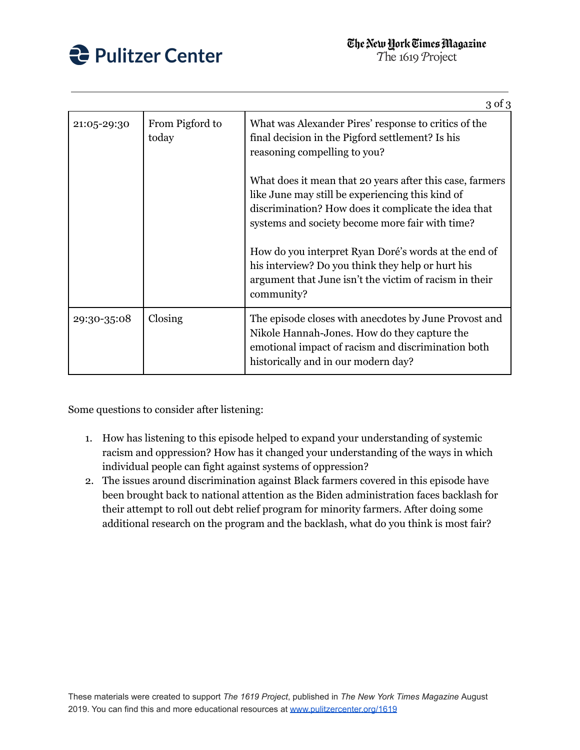| | | |
|---|---|---|
| 21:05-29:30 | From Pigford to today | What was Alexander Pires' response to critics of the final decision in the Pigford settlement? Is his reasoning compelling to you?<br><br>What does it mean that 20 years after this case, farmers like June may still be experiencing this kind of discrimination? How does it complicate the idea that systems and society become more fair with time?<br><br>How do you interpret Ryan Doré's words at the end of his interview? Do you think they help or hurt his argument that June isn't the victim of racism in their community? |
| 29:30-35:08 | Closing | The episode closes with anecdotes by June Provost and Nikole Hannah-Jones. How do they capture the emotional impact of racism and discrimination both historically and in our modern day? |

Some questions to consider after listening:

1. How has listening to this episode helped to expand your understanding of systemic racism and oppression? How has it changed your understanding of the ways in which individual people can fight against systems of oppression?
2. The issues around discrimination against Black farmers covered in this episode have been brought back to national attention as the Biden administration faces backlash for their attempt to roll out debt relief program for minority farmers. After doing some additional research on the program and the backlash, what do you think is most fair?

These materials were created to support *The 1619 Project*, published in *The New York Times Magazine* August 2019. You can find this and more educational resources at [www.pulitzercenter.org/1619](www.pulitzercenter.org/1619)